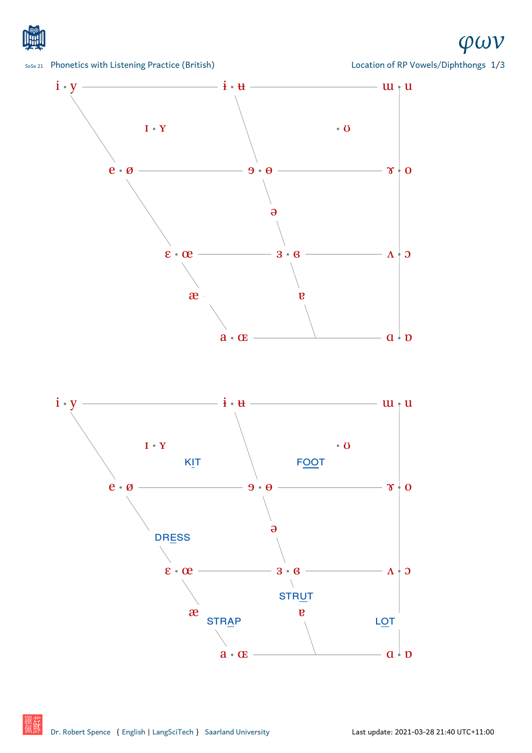Phonetics with Listening Practice (British)

Location of RP Vowels/Diphthongs 1/3

i • y    ɨ • ʉ    ɯ • u

ɪ • ʏ    • ʊ

e • ø    ɘ • ɵ    ɤ • o

ə

ɛ • œ    ɜ • ɞ    ʌ • ɔ

æ    ɐ

a • ɶ    ɑ • ɒ

i • y    ɨ • ʉ    ɯ • u

ɪ • ʏ    • ʊ

KIT    FOOT

e • ø    ɘ • ɵ    ɤ • o

DRESS    ə

ɛ • œ    ɜ • ɞ    ʌ • ɔ

STRUT

æ    STRAP    ɐ    LOT

a • ɶ    ɑ • ɒ

Dr. Robert Spence { English | LangSciTech } Saarland University

Last update: 2021-03-28 21:40 UTC+11:00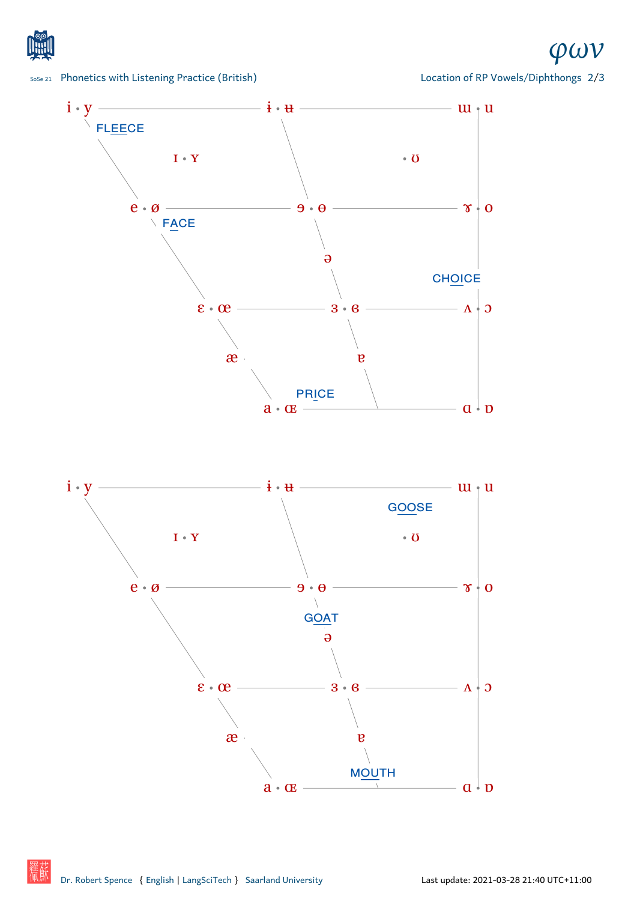Phonetics with Listening Practice (British)

Location of RP Vowels/Diphthongs 2/3

i • y — ɨ • ʉ — ɯ • u

FLEECE

ɪ • ʏ — • ʊ

e • ø — ɘ • ɵ — ɤ • o

FACE

ə

CHOICE

ɛ • œ — ɜ • ɞ — ʌ • ɔ

æ — ɐ

PRICE

a • ɶ — ɑ • ɒ

i • y — ɨ • ʉ — ɯ • u

GOOSE

ɪ • ʏ — • ʊ

e • ø — ɘ • ɵ — ɤ • o

GOAT

ə

ɛ • œ — ɜ • ɞ — ʌ • ɔ

æ — ɐ

MOUTH

a • ɶ — ɑ • ɒ

Dr. Robert Spence { English | LangSciTech } Saarland University

Last update: 2021-03-28 21:40 UTC+11:00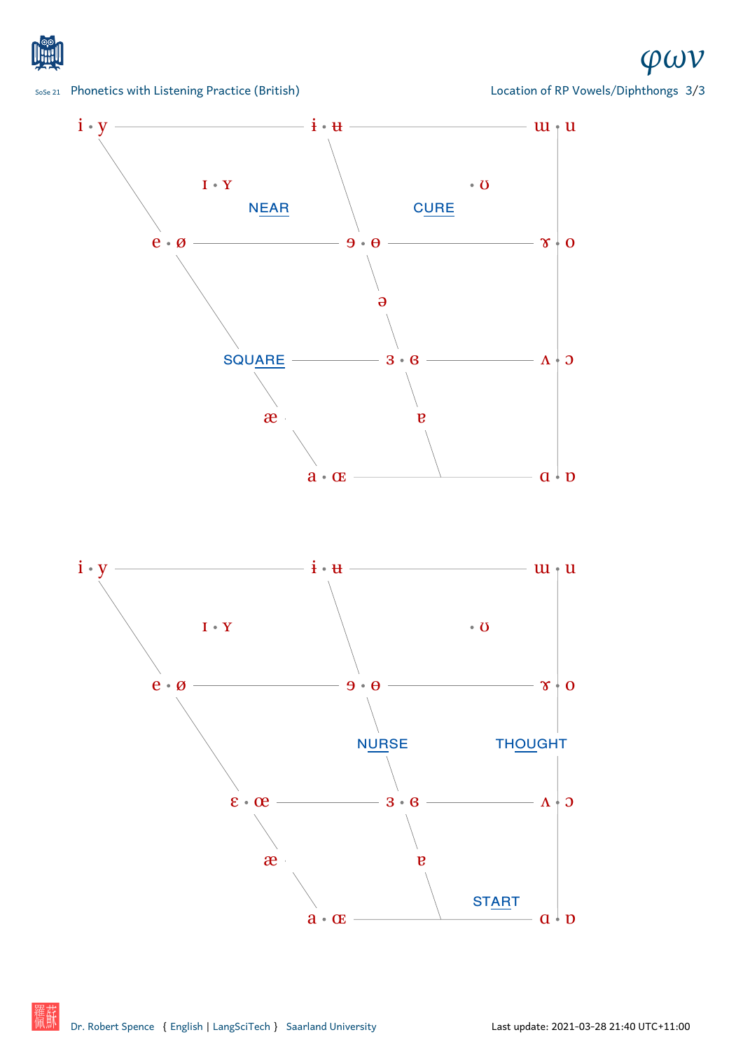i • y

ɨ • ʉ

ɯ • u

ɪ • ʏ

• ʊ

NEAR

CURE

e • ø

ɘ • ɵ

ɤ • o

ə

SQUARE

ɜ • ɞ

ʌ • ɔ

æ

ɐ

a • ɶ

ɑ • ɒ

i • y

ɨ • ʉ

ɯ • u

ɪ • ʏ

• ʊ

e • ø

ɘ • ɵ

ɤ • o

NURSE

THOUGHT

ɛ • œ

ɜ • ɞ

ʌ • ɔ

æ

ɐ

START

a • ɶ

ɑ • ɒ